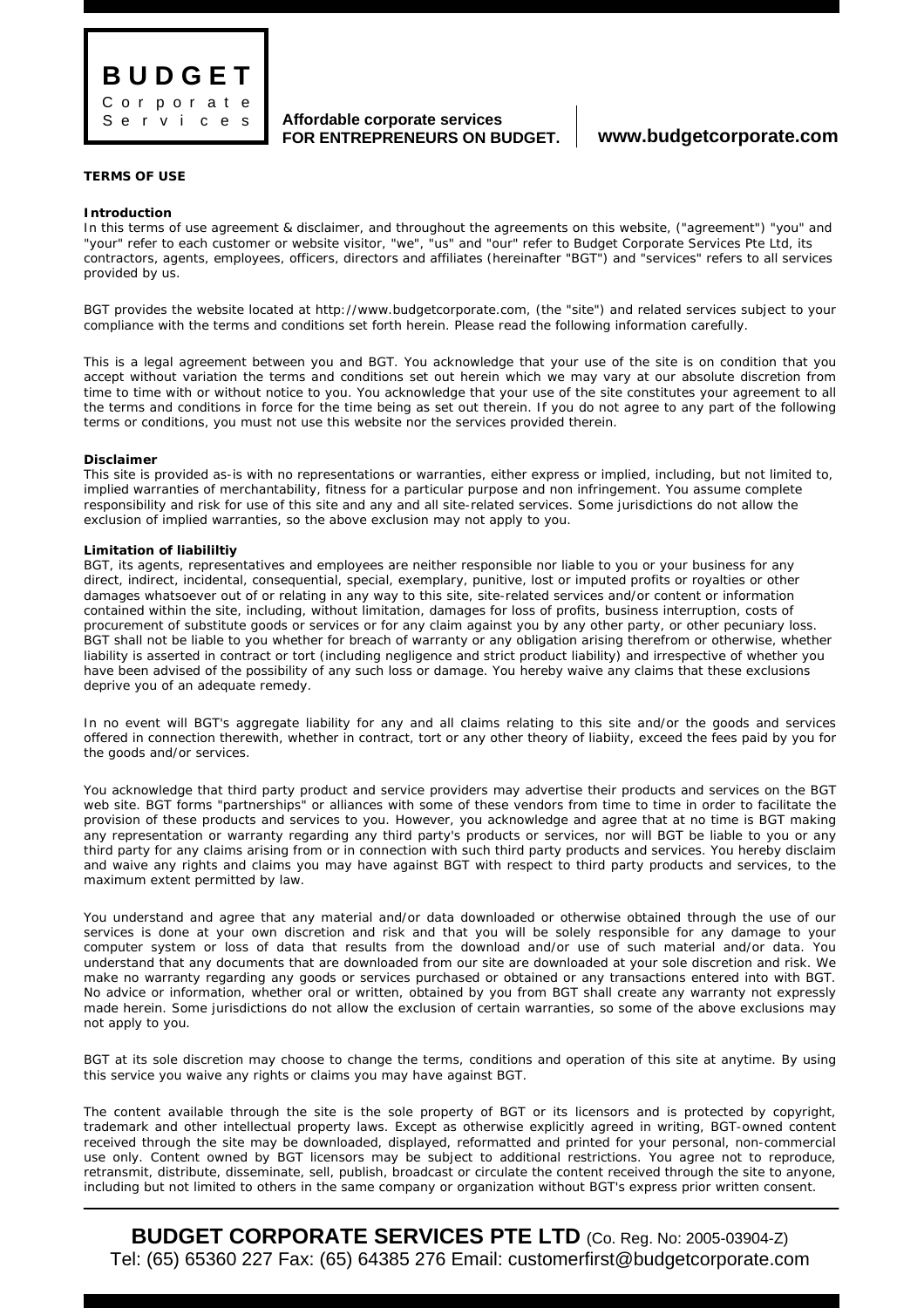**BUDGET**
Corporate
Services

**Affordable corporate services**
**FOR ENTREPRENEURS ON BUDGET.**

**www.budgetcorporate.com**

# TERMS OF USE

### Introduction

In this terms of use agreement & disclaimer, and throughout the agreements on this website, ("agreement") "you" and "your" refer to each customer or website visitor, "we", "us" and "our" refer to Budget Corporate Services Pte Ltd, its contractors, agents, employees, officers, directors and affiliates (hereinafter "BGT") and "services" refers to all services provided by us.

BGT provides the website located at http://www.budgetcorporate.com, (the "site") and related services subject to your compliance with the terms and conditions set forth herein. Please read the following information carefully.

This is a legal agreement between you and BGT. You acknowledge that your use of the site is on condition that you accept without variation the terms and conditions set out herein which we may vary at our absolute discretion from time to time with or without notice to you. You acknowledge that your use of the site constitutes your agreement to all the terms and conditions in force for the time being as set out therein. If you do not agree to any part of the following terms or conditions, you must not use this website nor the services provided therein.

### Disclaimer

This site is provided as-is with no representations or warranties, either express or implied, including, but not limited to, implied warranties of merchantability, fitness for a particular purpose and non infringement. You assume complete responsibility and risk for use of this site and any and all site-related services. Some jurisdictions do not allow the exclusion of implied warranties, so the above exclusion may not apply to you.

### Limitation of liabililtiy

BGT, its agents, representatives and employees are neither responsible nor liable to you or your business for any direct, indirect, incidental, consequential, special, exemplary, punitive, lost or imputed profits or royalties or other damages whatsoever out of or relating in any way to this site, site-related services and/or content or information contained within the site, including, without limitation, damages for loss of profits, business interruption, costs of procurement of substitute goods or services or for any claim against you by any other party, or other pecuniary loss. BGT shall not be liable to you whether for breach of warranty or any obligation arising therefrom or otherwise, whether liability is asserted in contract or tort (including negligence and strict product liability) and irrespective of whether you have been advised of the possibility of any such loss or damage. You hereby waive any claims that these exclusions deprive you of an adequate remedy.

In no event will BGT's aggregate liability for any and all claims relating to this site and/or the goods and services offered in connection therewith, whether in contract, tort or any other theory of liabiity, exceed the fees paid by you for the goods and/or services.

You acknowledge that third party product and service providers may advertise their products and services on the BGT web site. BGT forms "partnerships" or alliances with some of these vendors from time to time in order to facilitate the provision of these products and services to you. However, you acknowledge and agree that at no time is BGT making any representation or warranty regarding any third party's products or services, nor will BGT be liable to you or any third party for any claims arising from or in connection with such third party products and services. You hereby disclaim and waive any rights and claims you may have against BGT with respect to third party products and services, to the maximum extent permitted by law.

You understand and agree that any material and/or data downloaded or otherwise obtained through the use of our services is done at your own discretion and risk and that you will be solely responsible for any damage to your computer system or loss of data that results from the download and/or use of such material and/or data. You understand that any documents that are downloaded from our site are downloaded at your sole discretion and risk. We make no warranty regarding any goods or services purchased or obtained or any transactions entered into with BGT. No advice or information, whether oral or written, obtained by you from BGT shall create any warranty not expressly made herein. Some jurisdictions do not allow the exclusion of certain warranties, so some of the above exclusions may not apply to you.

BGT at its sole discretion may choose to change the terms, conditions and operation of this site at anytime. By using this service you waive any rights or claims you may have against BGT.

The content available through the site is the sole property of BGT or its licensors and is protected by copyright, trademark and other intellectual property laws. Except as otherwise explicitly agreed in writing, BGT-owned content received through the site may be downloaded, displayed, reformatted and printed for your personal, non-commercial use only. Content owned by BGT licensors may be subject to additional restrictions. You agree not to reproduce, retransmit, distribute, disseminate, sell, publish, broadcast or circulate the content received through the site to anyone, including but not limited to others in the same company or organization without BGT's express prior written consent.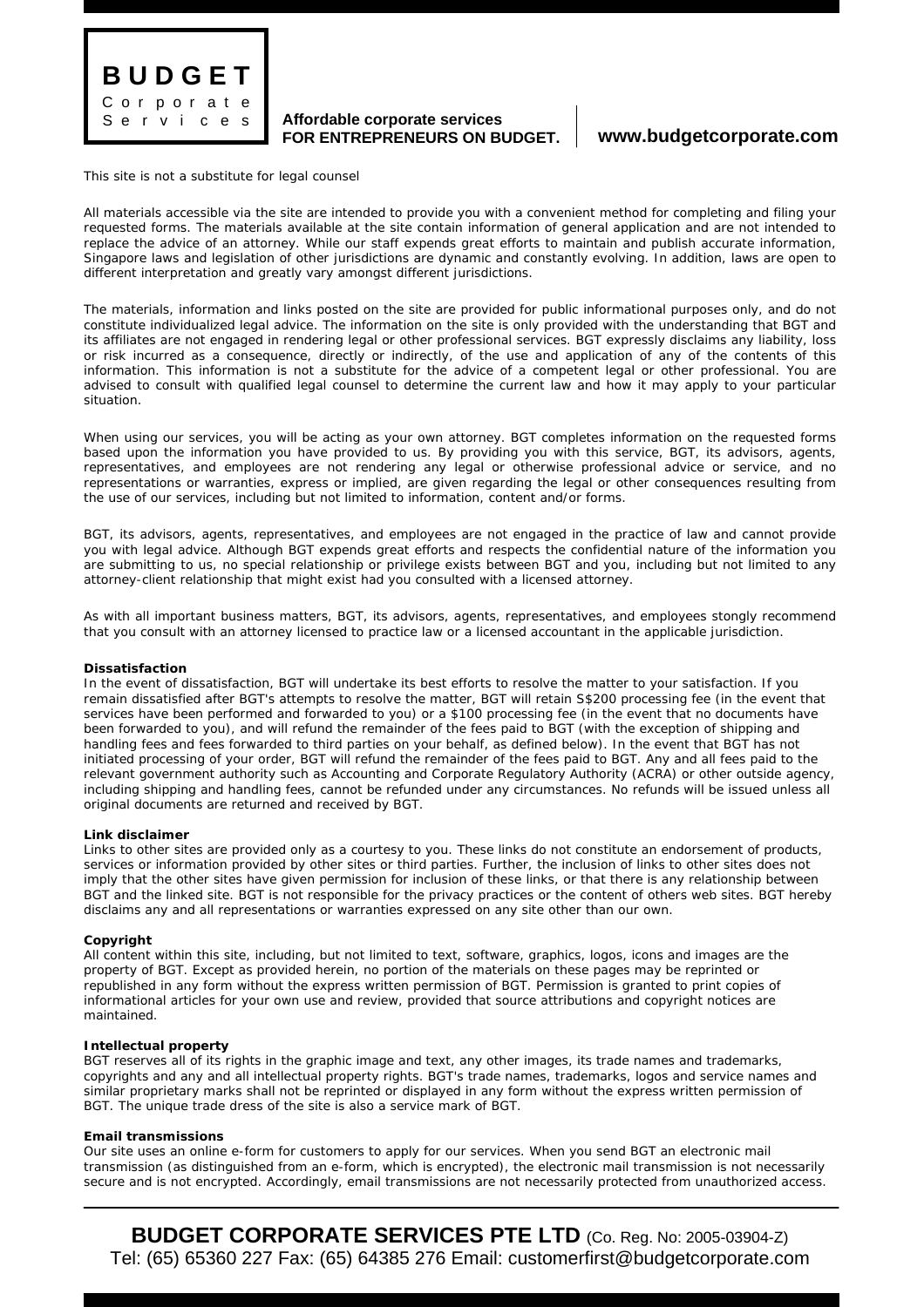This site is not a substitute for legal counsel

All materials accessible via the site are intended to provide you with a convenient method for completing and filing your requested forms. The materials available at the site contain information of general application and are not intended to replace the advice of an attorney. While our staff expends great efforts to maintain and publish accurate information, Singapore laws and legislation of other jurisdictions are dynamic and constantly evolving. In addition, laws are open to different interpretation and greatly vary amongst different jurisdictions.

The materials, information and links posted on the site are provided for public informational purposes only, and do not constitute individualized legal advice. The information on the site is only provided with the understanding that BGT and its affiliates are not engaged in rendering legal or other professional services. BGT expressly disclaims any liability, loss or risk incurred as a consequence, directly or indirectly, of the use and application of any of the contents of this information. This information is not a substitute for the advice of a competent legal or other professional. You are advised to consult with qualified legal counsel to determine the current law and how it may apply to your particular situation.

When using our services, you will be acting as your own attorney. BGT completes information on the requested forms based upon the information you have provided to us. By providing you with this service, BGT, its advisors, agents, representatives, and employees are not rendering any legal or otherwise professional advice or service, and no representations or warranties, express or implied, are given regarding the legal or other consequences resulting from the use of our services, including but not limited to information, content and/or forms.

BGT, its advisors, agents, representatives, and employees are not engaged in the practice of law and cannot provide you with legal advice. Although BGT expends great efforts and respects the confidential nature of the information you are submitting to us, no special relationship or privilege exists between BGT and you, including but not limited to any attorney-client relationship that might exist had you consulted with a licensed attorney.

As with all important business matters, BGT, its advisors, agents, representatives, and employees stongly recommend that you consult with an attorney licensed to practice law or a licensed accountant in the applicable jurisdiction.

**Dissatisfaction**

In the event of dissatisfaction, BGT will undertake its best efforts to resolve the matter to your satisfaction. If you remain dissatisfied after BGT's attempts to resolve the matter, BGT will retain S$200 processing fee (in the event that services have been performed and forwarded to you) or a $100 processing fee (in the event that no documents have been forwarded to you), and will refund the remainder of the fees paid to BGT (with the exception of shipping and handling fees and fees forwarded to third parties on your behalf, as defined below). In the event that BGT has not initiated processing of your order, BGT will refund the remainder of the fees paid to BGT. Any and all fees paid to the relevant government authority such as Accounting and Corporate Regulatory Authority (ACRA) or other outside agency, including shipping and handling fees, cannot be refunded under any circumstances. No refunds will be issued unless all original documents are returned and received by BGT.

**Link disclaimer**

Links to other sites are provided only as a courtesy to you. These links do not constitute an endorsement of products, services or information provided by other sites or third parties. Further, the inclusion of links to other sites does not imply that the other sites have given permission for inclusion of these links, or that there is any relationship between BGT and the linked site. BGT is not responsible for the privacy practices or the content of others web sites. BGT hereby disclaims any and all representations or warranties expressed on any site other than our own.

**Copyright**

All content within this site, including, but not limited to text, software, graphics, logos, icons and images are the property of BGT. Except as provided herein, no portion of the materials on these pages may be reprinted or republished in any form without the express written permission of BGT. Permission is granted to print copies of informational articles for your own use and review, provided that source attributions and copyright notices are maintained.

**Intellectual property**

BGT reserves all of its rights in the graphic image and text, any other images, its trade names and trademarks, copyrights and any and all intellectual property rights. BGT's trade names, trademarks, logos and service names and similar proprietary marks shall not be reprinted or displayed in any form without the express written permission of BGT. The unique trade dress of the site is also a service mark of BGT.

**Email transmissions**

Our site uses an online e-form for customers to apply for our services. When you send BGT an electronic mail transmission (as distinguished from an e-form, which is encrypted), the electronic mail transmission is not necessarily secure and is not encrypted. Accordingly, email transmissions are not necessarily protected from unauthorized access.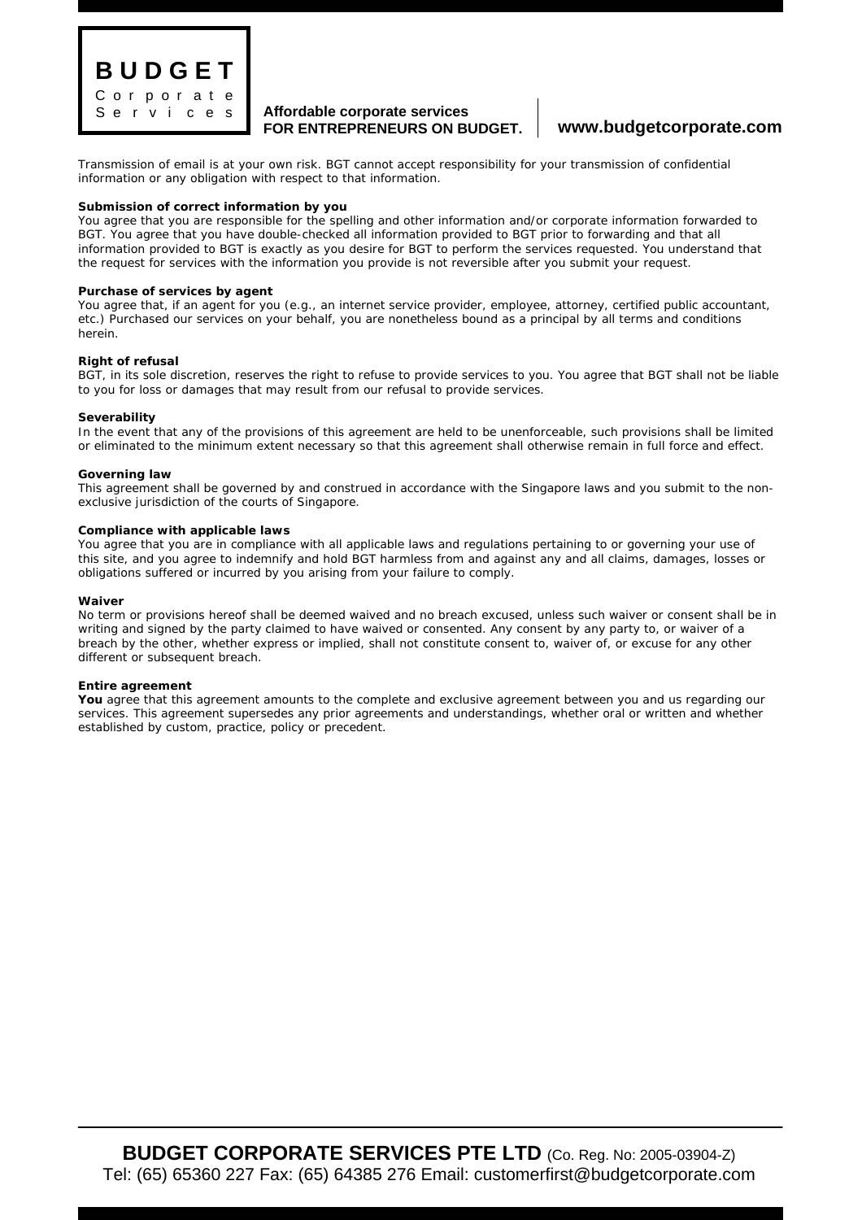Transmission of email is at your own risk. BGT cannot accept responsibility for your transmission of confidential information or any obligation with respect to that information.

**Submission of correct information by you**

You agree that you are responsible for the spelling and other information and/or corporate information forwarded to BGT. You agree that you have double-checked all information provided to BGT prior to forwarding and that all information provided to BGT is exactly as you desire for BGT to perform the services requested. You understand that the request for services with the information you provide is not reversible after you submit your request.

**Purchase of services by agent**

You agree that, if an agent for you (e.g., an internet service provider, employee, attorney, certified public accountant, etc.) Purchased our services on your behalf, you are nonetheless bound as a principal by all terms and conditions herein.

**Right of refusal**

BGT, in its sole discretion, reserves the right to refuse to provide services to you. You agree that BGT shall not be liable to you for loss or damages that may result from our refusal to provide services.

**Severability**

In the event that any of the provisions of this agreement are held to be unenforceable, such provisions shall be limited or eliminated to the minimum extent necessary so that this agreement shall otherwise remain in full force and effect.

**Governing law**

This agreement shall be governed by and construed in accordance with the Singapore laws and you submit to the non-exclusive jurisdiction of the courts of Singapore.

**Compliance with applicable laws**

You agree that you are in compliance with all applicable laws and regulations pertaining to or governing your use of this site, and you agree to indemnify and hold BGT harmless from and against any and all claims, damages, losses or obligations suffered or incurred by you arising from your failure to comply.

**Waiver**

No term or provisions hereof shall be deemed waived and no breach excused, unless such waiver or consent shall be in writing and signed by the party claimed to have waived or consented. Any consent by any party to, or waiver of a breach by the other, whether express or implied, shall not constitute consent to, waiver of, or excuse for any other different or subsequent breach.

**Entire agreement**

**You** agree that this agreement amounts to the complete and exclusive agreement between you and us regarding our services. This agreement supersedes any prior agreements and understandings, whether oral or written and whether established by custom, practice, policy or precedent.